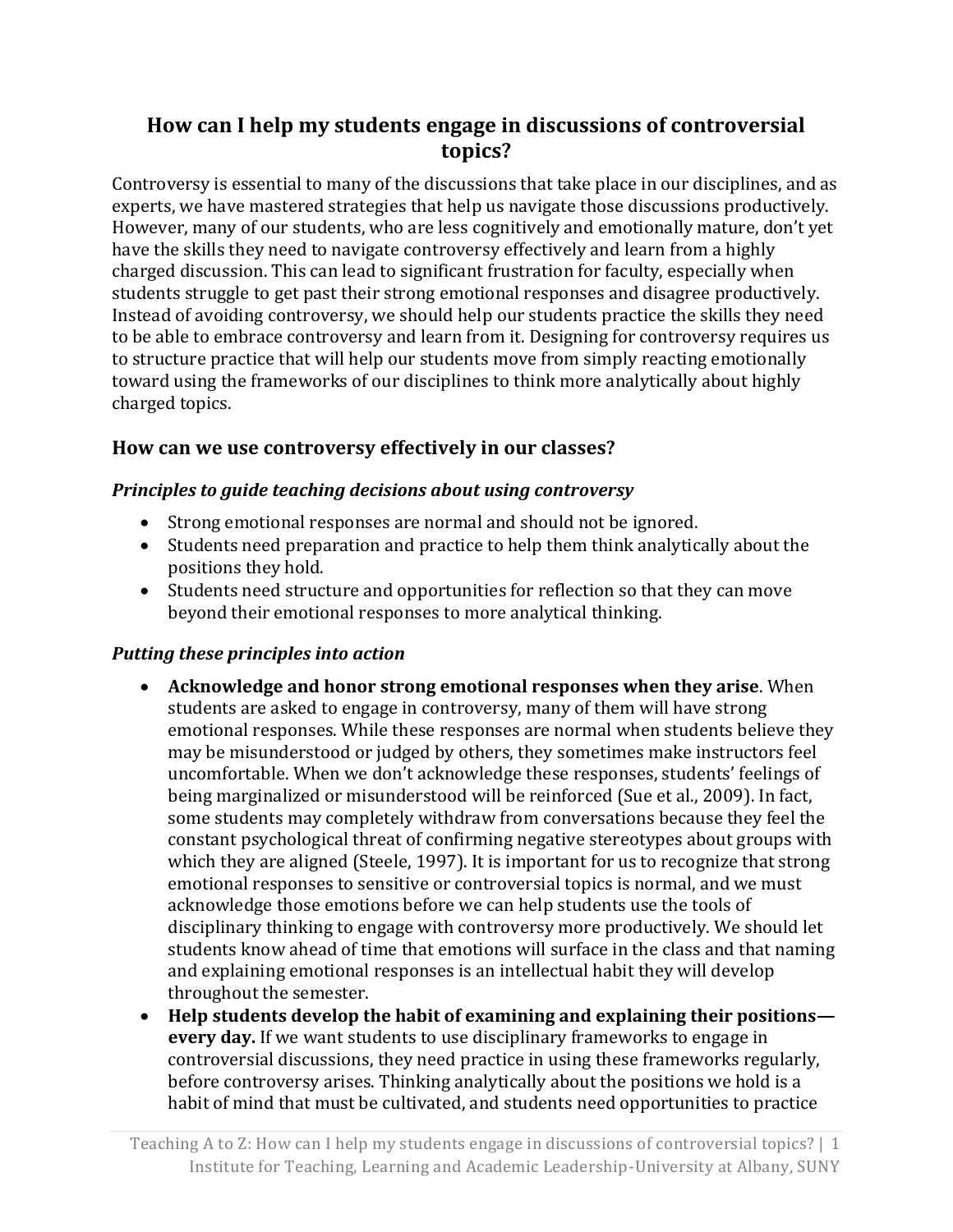# How can I help my students engage in discussions of controversial topics?

Controversy is essential to many of the discussions that take place in our disciplines, and as experts, we have mastered strategies that help us navigate those discussions productively. However, many of our students, who are less cognitively and emotionally mature, don't yet have the skills they need to navigate controversy effectively and learn from a highly charged discussion. This can lead to significant frustration for faculty, especially when students struggle to get past their strong emotional responses and disagree productively. Instead of avoiding controversy, we should help our students practice the skills they need to be able to embrace controversy and learn from it. Designing for controversy requires us to structure practice that will help our students move from simply reacting emotionally toward using the frameworks of our disciplines to think more analytically about highly charged topics.

## How can we use controversy effectively in our classes?

### *Principles to guide teaching decisions about using controversy*

- Strong emotional responses are normal and should not be ignored.
- Students need preparation and practice to help them think analytically about the positions they hold.
- Students need structure and opportunities for reflection so that they can move beyond their emotional responses to more analytical thinking.

### *Putting these principles into action*

- **Acknowledge and honor strong emotional responses when they arise**. When students are asked to engage in controversy, many of them will have strong emotional responses. While these responses are normal when students believe they may be misunderstood or judged by others, they sometimes make instructors feel uncomfortable. When we don't acknowledge these responses, students' feelings of being marginalized or misunderstood will be reinforced (Sue et al., 2009). In fact, some students may completely withdraw from conversations because they feel the constant psychological threat of confirming negative stereotypes about groups with which they are aligned (Steele, 1997). It is important for us to recognize that strong emotional responses to sensitive or controversial topics is normal, and we must acknowledge those emotions before we can help students use the tools of disciplinary thinking to engage with controversy more productively. We should let students know ahead of time that emotions will surface in the class and that naming and explaining emotional responses is an intellectual habit they will develop throughout the semester.
- **Help students develop the habit of examining and explaining their positions—every day.** If we want students to use disciplinary frameworks to engage in controversial discussions, they need practice in using these frameworks regularly, before controversy arises. Thinking analytically about the positions we hold is a habit of mind that must be cultivated, and students need opportunities to practice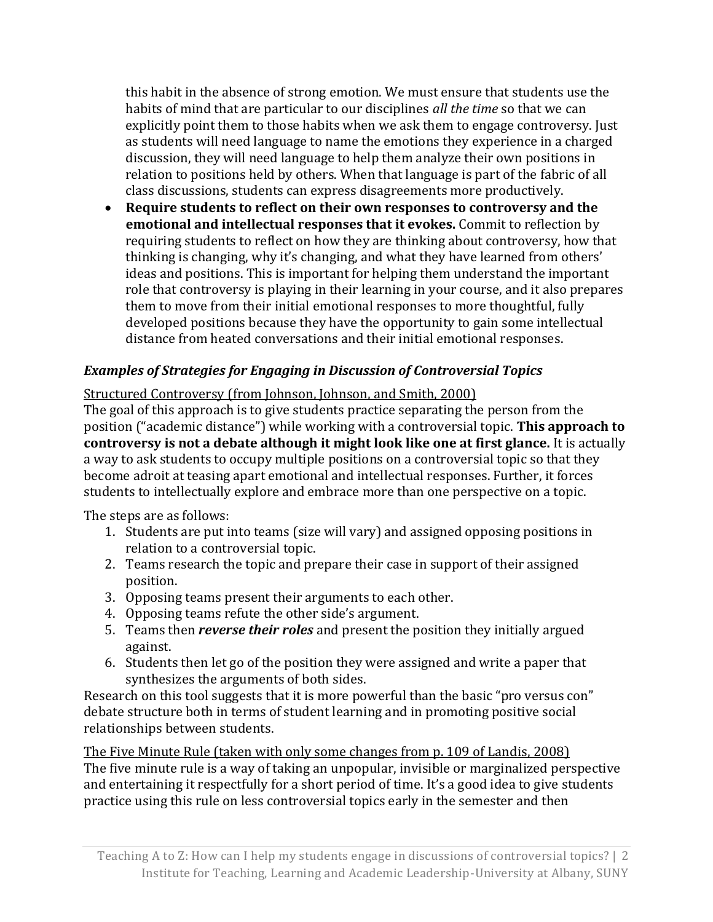this habit in the absence of strong emotion. We must ensure that students use the habits of mind that are particular to our disciplines *all the time* so that we can explicitly point them to those habits when we ask them to engage controversy. Just as students will need language to name the emotions they experience in a charged discussion, they will need language to help them analyze their own positions in relation to positions held by others. When that language is part of the fabric of all class discussions, students can express disagreements more productively.

- **Require students to reflect on their own responses to controversy and the emotional and intellectual responses that it evokes.** Commit to reflection by requiring students to reflect on how they are thinking about controversy, how that thinking is changing, why it's changing, and what they have learned from others' ideas and positions. This is important for helping them understand the important role that controversy is playing in their learning in your course, and it also prepares them to move from their initial emotional responses to more thoughtful, fully developed positions because they have the opportunity to gain some intellectual distance from heated conversations and their initial emotional responses.

### *Examples of Strategies for Engaging in Discussion of Controversial Topics*

<u>Structured Controversy (from Johnson, Johnson, and Smith, 2000)</u>

The goal of this approach is to give students practice separating the person from the position ("academic distance") while working with a controversial topic. **This approach to controversy is not a debate although it might look like one at first glance.** It is actually a way to ask students to occupy multiple positions on a controversial topic so that they become adroit at teasing apart emotional and intellectual responses. Further, it forces students to intellectually explore and embrace more than one perspective on a topic.

The steps are as follows:

1. Students are put into teams (size will vary) and assigned opposing positions in relation to a controversial topic.
2. Teams research the topic and prepare their case in support of their assigned position.
3. Opposing teams present their arguments to each other.
4. Opposing teams refute the other side's argument.
5. Teams then ***reverse their roles*** and present the position they initially argued against.
6. Students then let go of the position they were assigned and write a paper that synthesizes the arguments of both sides.

Research on this tool suggests that it is more powerful than the basic "pro versus con" debate structure both in terms of student learning and in promoting positive social relationships between students.

<u>The Five Minute Rule (taken with only some changes from p. 109 of Landis, 2008)</u>

The five minute rule is a way of taking an unpopular, invisible or marginalized perspective and entertaining it respectfully for a short period of time. It's a good idea to give students practice using this rule on less controversial topics early in the semester and then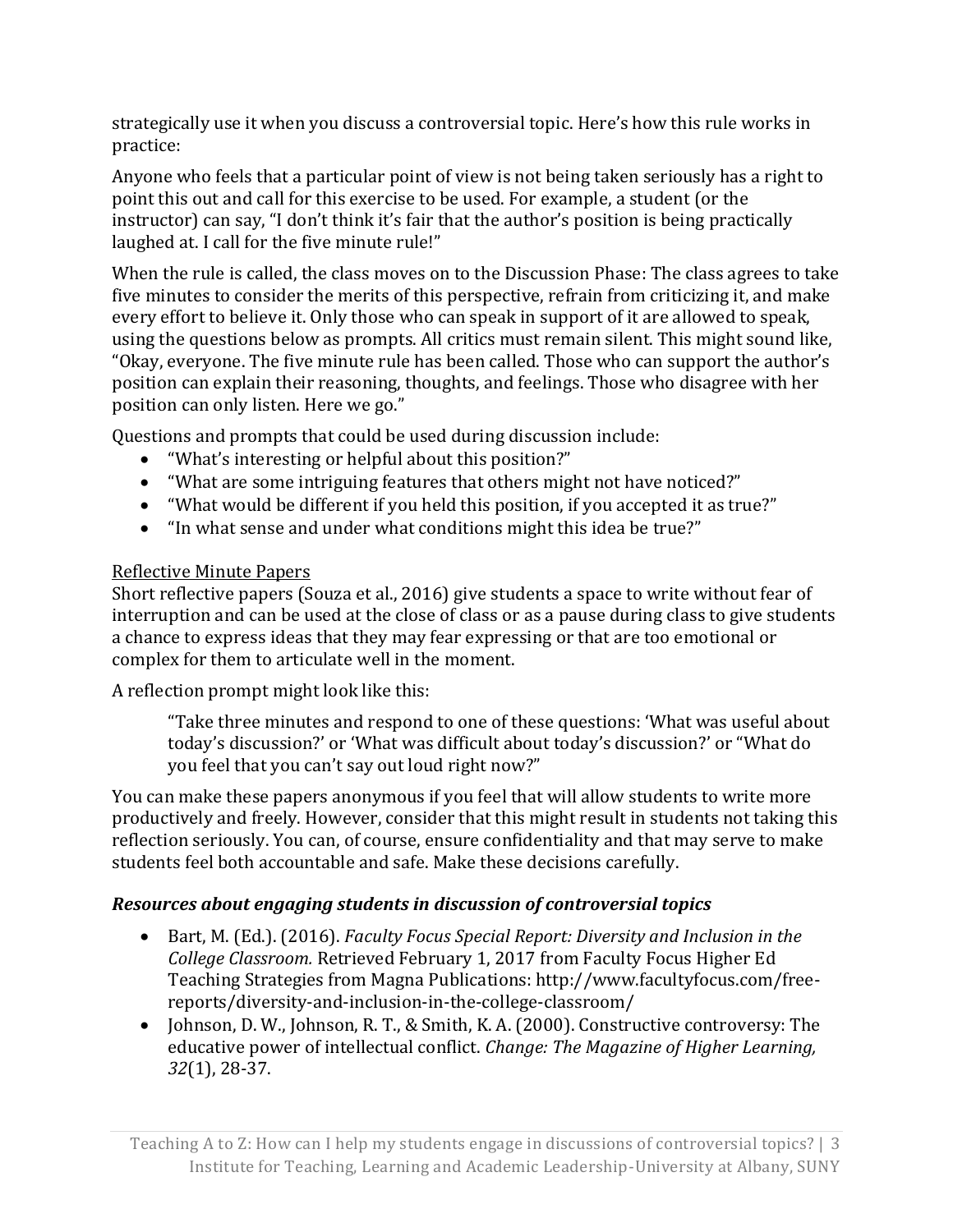strategically use it when you discuss a controversial topic. Here's how this rule works in practice:

Anyone who feels that a particular point of view is not being taken seriously has a right to point this out and call for this exercise to be used. For example, a student (or the instructor) can say, "I don't think it's fair that the author's position is being practically laughed at. I call for the five minute rule!"

When the rule is called, the class moves on to the Discussion Phase: The class agrees to take five minutes to consider the merits of this perspective, refrain from criticizing it, and make every effort to believe it. Only those who can speak in support of it are allowed to speak, using the questions below as prompts. All critics must remain silent. This might sound like, "Okay, everyone. The five minute rule has been called. Those who can support the author's position can explain their reasoning, thoughts, and feelings. Those who disagree with her position can only listen. Here we go."

Questions and prompts that could be used during discussion include:

- "What's interesting or helpful about this position?"
- "What are some intriguing features that others might not have noticed?"
- "What would be different if you held this position, if you accepted it as true?"
- "In what sense and under what conditions might this idea be true?"

<u>Reflective Minute Papers</u>

Short reflective papers (Souza et al., 2016) give students a space to write without fear of interruption and can be used at the close of class or as a pause during class to give students a chance to express ideas that they may fear expressing or that are too emotional or complex for them to articulate well in the moment.

A reflection prompt might look like this:

> "Take three minutes and respond to one of these questions: 'What was useful about today's discussion?' or 'What was difficult about today's discussion?' or "What do you feel that you can't say out loud right now?"

You can make these papers anonymous if you feel that will allow students to write more productively and freely. However, consider that this might result in students not taking this reflection seriously. You can, of course, ensure confidentiality and that may serve to make students feel both accountable and safe. Make these decisions carefully.

### *Resources about engaging students in discussion of controversial topics*

- Bart, M. (Ed.). (2016). *Faculty Focus Special Report: Diversity and Inclusion in the College Classroom.* Retrieved February 1, 2017 from Faculty Focus Higher Ed Teaching Strategies from Magna Publications: http://www.facultyfocus.com/free-reports/diversity-and-inclusion-in-the-college-classroom/
- Johnson, D. W., Johnson, R. T., & Smith, K. A. (2000). Constructive controversy: The educative power of intellectual conflict. *Change: The Magazine of Higher Learning, 32*(1), 28-37.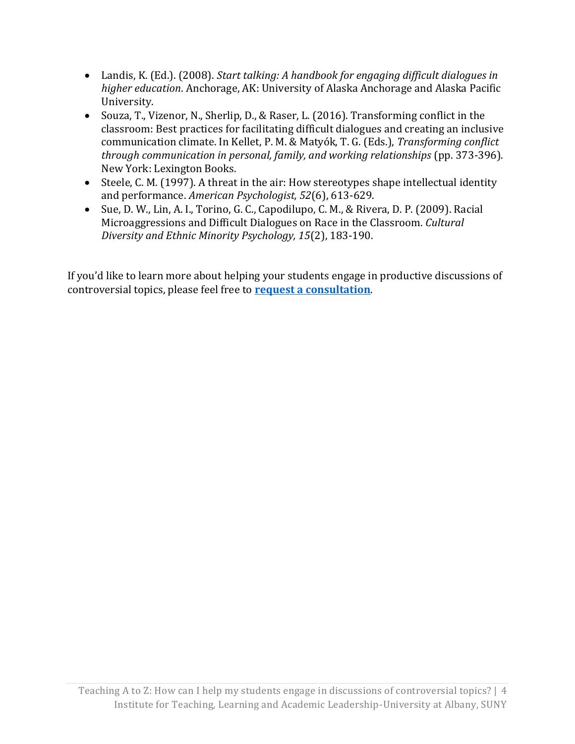- Landis, K. (Ed.). (2008). *Start talking: A handbook for engaging difficult dialogues in higher education*. Anchorage, AK: University of Alaska Anchorage and Alaska Pacific University.
- Souza, T., Vizenor, N., Sherlip, D., & Raser, L. (2016). Transforming conflict in the classroom: Best practices for facilitating difficult dialogues and creating an inclusive communication climate. In Kellet, P. M. & Matyók, T. G. (Eds.), *Transforming conflict through communication in personal, family, and working relationships* (pp. 373-396). New York: Lexington Books.
- Steele, C. M. (1997). A threat in the air: How stereotypes shape intellectual identity and performance. *American Psychologist, 52*(6), 613-629.
- Sue, D. W., Lin, A. I., Torino, G. C., Capodilupo, C. M., & Rivera, D. P. (2009). Racial Microaggressions and Difficult Dialogues on Race in the Classroom. *Cultural Diversity and Ethnic Minority Psychology, 15*(2), 183-190.

If you'd like to learn more about helping your students engage in productive discussions of controversial topics, please feel free to **request a consultation**.